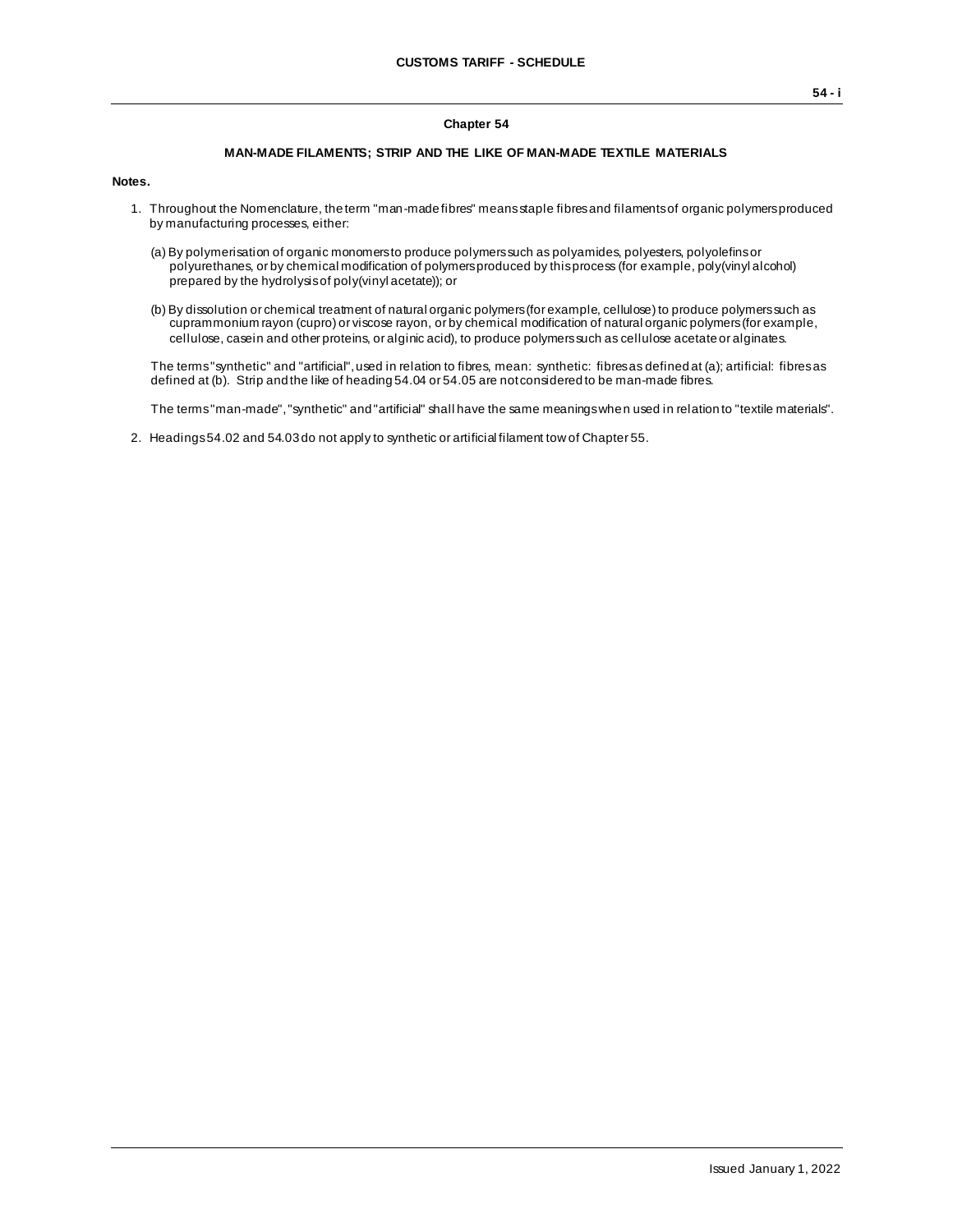## Chapter 54

### MAN-MADE FILAMENTS; STRIP AND THE LIKE OF MAN-MADE TEXTILE MATERIALS

**Notes.**

1. Throughout the Nomenclature, the term "man-made fibres" means staple fibres and filaments of organic polymers produced by manufacturing processes, either:

   (a) By polymerisation of organic monomers to produce polymers such as polyamides, polyesters, polyolefins or polyurethanes, or by chemical modification of polymers produced by this process (for example, poly(vinyl alcohol) prepared by the hydrolysis of poly(vinyl acetate)); or

   (b) By dissolution or chemical treatment of natural organic polymers (for example, cellulose) to produce polymers such as cuprammonium rayon (cupro) or viscose rayon, or by chemical modification of natural organic polymers (for example, cellulose, casein and other proteins, or alginic acid), to produce polymers such as cellulose acetate or alginates.

   The terms "synthetic" and "artificial", used in relation to fibres, mean: synthetic: fibres as defined at (a); artificial: fibres as defined at (b). Strip and the like of heading 54.04 or 54.05 are not considered to be man-made fibres.

   The terms "man-made", "synthetic" and "artificial" shall have the same meanings when used in relation to "textile materials".

2. Headings 54.02 and 54.03 do not apply to synthetic or artificial filament tow of Chapter 55.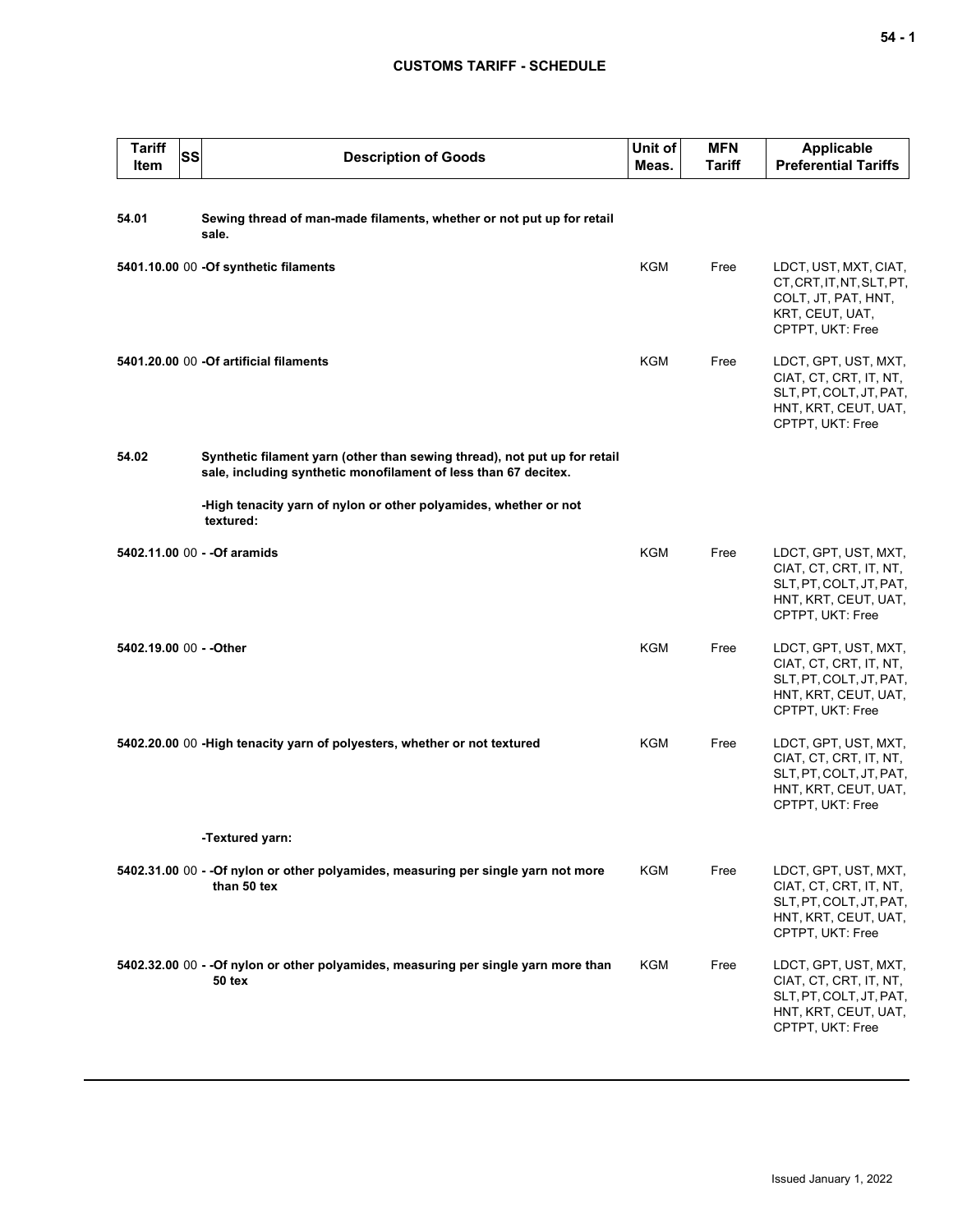| Tariff Item | SS | Description of Goods | Unit of Meas. | MFN Tariff | Applicable Preferential Tariffs |
|---|---|---|---|---|---|
| 54.01 | | Sewing thread of man-made filaments, whether or not put up for retail sale. | | | |
| 5401.10.00 | 00 | -Of synthetic filaments | KGM | Free | LDCT, UST, MXT, CIAT, CT, CRT, IT, NT, SLT, PT, COLT, JT, PAT, HNT, KRT, CEUT, UAT, CPTPT, UKT: Free |
| 5401.20.00 | 00 | -Of artificial filaments | KGM | Free | LDCT, GPT, UST, MXT, CIAT, CT, CRT, IT, NT, SLT, PT, COLT, JT, PAT, HNT, KRT, CEUT, UAT, CPTPT, UKT: Free |
| 54.02 | | Synthetic filament yarn (other than sewing thread), not put up for retail sale, including synthetic monofilament of less than 67 decitex. | | | |
| | | -High tenacity yarn of nylon or other polyamides, whether or not textured: | | | |
| 5402.11.00 | 00 | - -Of aramids | KGM | Free | LDCT, GPT, UST, MXT, CIAT, CT, CRT, IT, NT, SLT, PT, COLT, JT, PAT, HNT, KRT, CEUT, UAT, CPTPT, UKT: Free |
| 5402.19.00 | 00 | - -Other | KGM | Free | LDCT, GPT, UST, MXT, CIAT, CT, CRT, IT, NT, SLT, PT, COLT, JT, PAT, HNT, KRT, CEUT, UAT, CPTPT, UKT: Free |
| 5402.20.00 | 00 | -High tenacity yarn of polyesters, whether or not textured | KGM | Free | LDCT, GPT, UST, MXT, CIAT, CT, CRT, IT, NT, SLT, PT, COLT, JT, PAT, HNT, KRT, CEUT, UAT, CPTPT, UKT: Free |
| | | -Textured yarn: | | | |
| 5402.31.00 | 00 | - -Of nylon or other polyamides, measuring per single yarn not more than 50 tex | KGM | Free | LDCT, GPT, UST, MXT, CIAT, CT, CRT, IT, NT, SLT, PT, COLT, JT, PAT, HNT, KRT, CEUT, UAT, CPTPT, UKT: Free |
| 5402.32.00 | 00 | - -Of nylon or other polyamides, measuring per single yarn more than 50 tex | KGM | Free | LDCT, GPT, UST, MXT, CIAT, CT, CRT, IT, NT, SLT, PT, COLT, JT, PAT, HNT, KRT, CEUT, UAT, CPTPT, UKT: Free |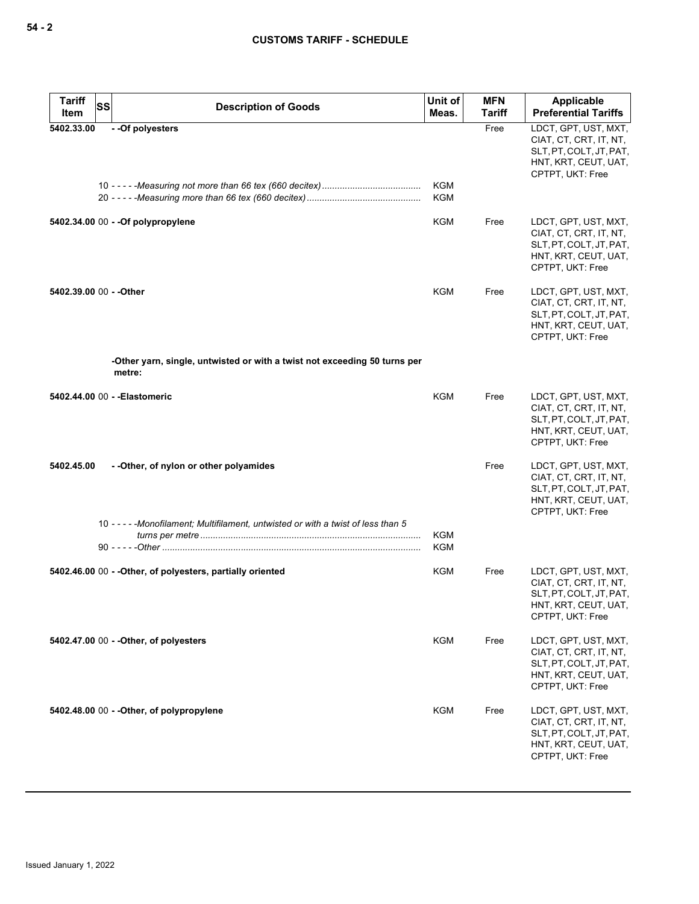| Tariff Item | SS | Description of Goods | Unit of Meas. | MFN Tariff | Applicable Preferential Tariffs |
|---|---|---|---|---|---|
| **5402.33.00** | | **- -Of polyesters** | | Free | LDCT, GPT, UST, MXT, CIAT, CT, CRT, IT, NT, SLT, PT, COLT, JT, PAT, HNT, KRT, CEUT, UAT, CPTPT, UKT: Free |
| | 10 | - - - - -*Measuring not more than 66 tex (660 decitex)* | KGM | | |
| | 20 | - - - - -*Measuring more than 66 tex (660 decitex)* | KGM | | |
| **5402.34.00** | 00 | **- -Of polypropylene** | KGM | Free | LDCT, GPT, UST, MXT, CIAT, CT, CRT, IT, NT, SLT, PT, COLT, JT, PAT, HNT, KRT, CEUT, UAT, CPTPT, UKT: Free |
| **5402.39.00** | 00 | **- -Other** | KGM | Free | LDCT, GPT, UST, MXT, CIAT, CT, CRT, IT, NT, SLT, PT, COLT, JT, PAT, HNT, KRT, CEUT, UAT, CPTPT, UKT: Free |
| | | **-Other yarn, single, untwisted or with a twist not exceeding 50 turns per metre:** | | | |
| **5402.44.00** | 00 | **- -Elastomeric** | KGM | Free | LDCT, GPT, UST, MXT, CIAT, CT, CRT, IT, NT, SLT, PT, COLT, JT, PAT, HNT, KRT, CEUT, UAT, CPTPT, UKT: Free |
| **5402.45.00** | | **- -Other, of nylon or other polyamides** | | Free | LDCT, GPT, UST, MXT, CIAT, CT, CRT, IT, NT, SLT, PT, COLT, JT, PAT, HNT, KRT, CEUT, UAT, CPTPT, UKT: Free |
| | 10 | - - - - -*Monofilament; Multifilament, untwisted or with a twist of less than 5 turns per metre* | KGM | | |
| | 90 | - - - - -*Other* | KGM | | |
| **5402.46.00** | 00 | **- -Other, of polyesters, partially oriented** | KGM | Free | LDCT, GPT, UST, MXT, CIAT, CT, CRT, IT, NT, SLT, PT, COLT, JT, PAT, HNT, KRT, CEUT, UAT, CPTPT, UKT: Free |
| **5402.47.00** | 00 | **- -Other, of polyesters** | KGM | Free | LDCT, GPT, UST, MXT, CIAT, CT, CRT, IT, NT, SLT, PT, COLT, JT, PAT, HNT, KRT, CEUT, UAT, CPTPT, UKT: Free |
| **5402.48.00** | 00 | **- -Other, of polypropylene** | KGM | Free | LDCT, GPT, UST, MXT, CIAT, CT, CRT, IT, NT, SLT, PT, COLT, JT, PAT, HNT, KRT, CEUT, UAT, CPTPT, UKT: Free |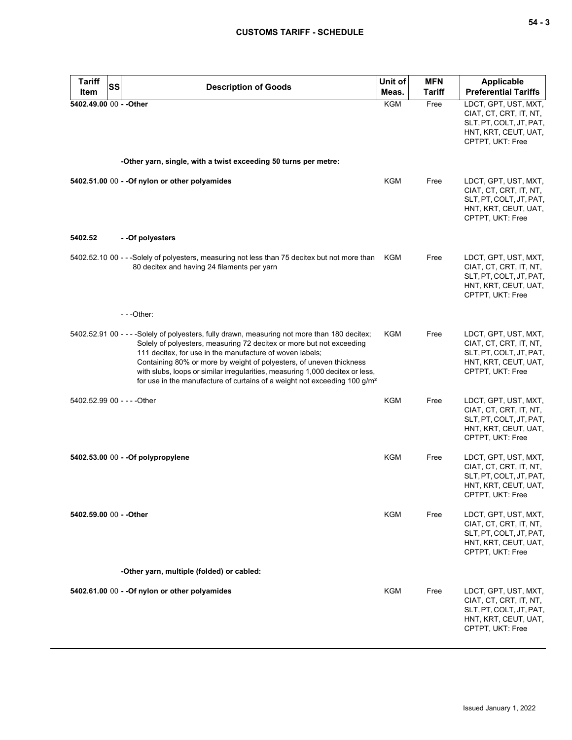| Tariff Item | SS | Description of Goods | Unit of Meas. | MFN Tariff | Applicable Preferential Tariffs |
|---|---|---|---|---|---|
| **5402.49.00** | 00 | **- -Other** | KGM | Free | LDCT, GPT, UST, MXT, CIAT, CT, CRT, IT, NT, SLT, PT, COLT, JT, PAT, HNT, KRT, CEUT, UAT, CPTPT, UKT: Free |
| | | **-Other yarn, single, with a twist exceeding 50 turns per metre:** | | | |
| **5402.51.00** | 00 | **- -Of nylon or other polyamides** | KGM | Free | LDCT, GPT, UST, MXT, CIAT, CT, CRT, IT, NT, SLT, PT, COLT, JT, PAT, HNT, KRT, CEUT, UAT, CPTPT, UKT: Free |
| **5402.52** | | **- -Of polyesters** | | | |
| 5402.52.10 | 00 | - - -Solely of polyesters, measuring not less than 75 decitex but not more than 80 decitex and having 24 filaments per yarn | KGM | Free | LDCT, GPT, UST, MXT, CIAT, CT, CRT, IT, NT, SLT, PT, COLT, JT, PAT, HNT, KRT, CEUT, UAT, CPTPT, UKT: Free |
| | | - - -Other: | | | |
| 5402.52.91 | 00 | - - - -Solely of polyesters, fully drawn, measuring not more than 180 decitex;<br>Solely of polyesters, measuring 72 decitex or more but not exceeding 111 decitex, for use in the manufacture of woven labels;<br>Containing 80% or more by weight of polyesters, of uneven thickness with slubs, loops or similar irregularities, measuring 1,000 decitex or less, for use in the manufacture of curtains of a weight not exceeding 100 g/m² | KGM | Free | LDCT, GPT, UST, MXT, CIAT, CT, CRT, IT, NT, SLT, PT, COLT, JT, PAT, HNT, KRT, CEUT, UAT, CPTPT, UKT: Free |
| 5402.52.99 | 00 | - - - -Other | KGM | Free | LDCT, GPT, UST, MXT, CIAT, CT, CRT, IT, NT, SLT, PT, COLT, JT, PAT, HNT, KRT, CEUT, UAT, CPTPT, UKT: Free |
| **5402.53.00** | 00 | **- -Of polypropylene** | KGM | Free | LDCT, GPT, UST, MXT, CIAT, CT, CRT, IT, NT, SLT, PT, COLT, JT, PAT, HNT, KRT, CEUT, UAT, CPTPT, UKT: Free |
| **5402.59.00** | 00 | **- -Other** | KGM | Free | LDCT, GPT, UST, MXT, CIAT, CT, CRT, IT, NT, SLT, PT, COLT, JT, PAT, HNT, KRT, CEUT, UAT, CPTPT, UKT: Free |
| | | **-Other yarn, multiple (folded) or cabled:** | | | |
| **5402.61.00** | 00 | **- -Of nylon or other polyamides** | KGM | Free | LDCT, GPT, UST, MXT, CIAT, CT, CRT, IT, NT, SLT, PT, COLT, JT, PAT, HNT, KRT, CEUT, UAT, CPTPT, UKT: Free |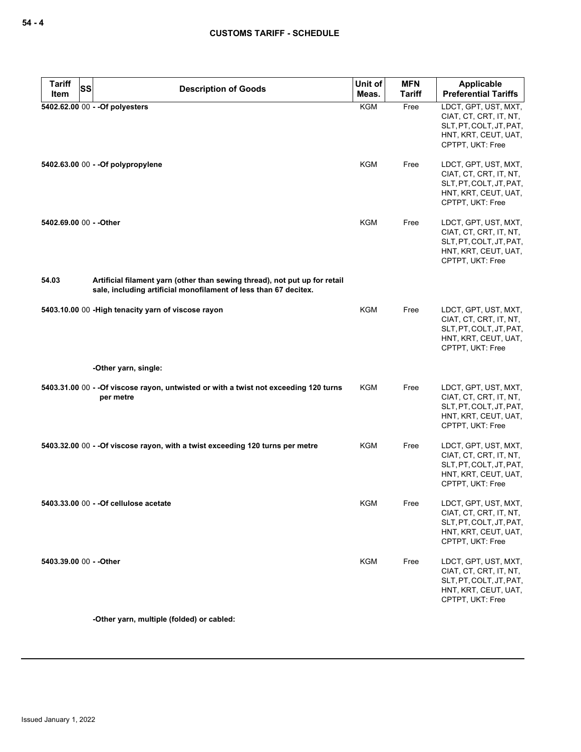| Tariff Item | SS | Description of Goods | Unit of Meas. | MFN Tariff | Applicable Preferential Tariffs |
|---|---|---|---|---|---|
| 5402.62.00 | 00 | - -Of polyesters | KGM | Free | LDCT, GPT, UST, MXT, CIAT, CT, CRT, IT, NT, SLT, PT, COLT, JT, PAT, HNT, KRT, CEUT, UAT, CPTPT, UKT: Free |
| 5402.63.00 | 00 | - -Of polypropylene | KGM | Free | LDCT, GPT, UST, MXT, CIAT, CT, CRT, IT, NT, SLT, PT, COLT, JT, PAT, HNT, KRT, CEUT, UAT, CPTPT, UKT: Free |
| 5402.69.00 | 00 | - -Other | KGM | Free | LDCT, GPT, UST, MXT, CIAT, CT, CRT, IT, NT, SLT, PT, COLT, JT, PAT, HNT, KRT, CEUT, UAT, CPTPT, UKT: Free |
| 54.03 | | Artificial filament yarn (other than sewing thread), not put up for retail sale, including artificial monofilament of less than 67 decitex. | | | |
| 5403.10.00 | 00 | -High tenacity yarn of viscose rayon | KGM | Free | LDCT, GPT, UST, MXT, CIAT, CT, CRT, IT, NT, SLT, PT, COLT, JT, PAT, HNT, KRT, CEUT, UAT, CPTPT, UKT: Free |
| | | -Other yarn, single: | | | |
| 5403.31.00 | 00 | - -Of viscose rayon, untwisted or with a twist not exceeding 120 turns per metre | KGM | Free | LDCT, GPT, UST, MXT, CIAT, CT, CRT, IT, NT, SLT, PT, COLT, JT, PAT, HNT, KRT, CEUT, UAT, CPTPT, UKT: Free |
| 5403.32.00 | 00 | - -Of viscose rayon, with a twist exceeding 120 turns per metre | KGM | Free | LDCT, GPT, UST, MXT, CIAT, CT, CRT, IT, NT, SLT, PT, COLT, JT, PAT, HNT, KRT, CEUT, UAT, CPTPT, UKT: Free |
| 5403.33.00 | 00 | - -Of cellulose acetate | KGM | Free | LDCT, GPT, UST, MXT, CIAT, CT, CRT, IT, NT, SLT, PT, COLT, JT, PAT, HNT, KRT, CEUT, UAT, CPTPT, UKT: Free |
| 5403.39.00 | 00 | - -Other | KGM | Free | LDCT, GPT, UST, MXT, CIAT, CT, CRT, IT, NT, SLT, PT, COLT, JT, PAT, HNT, KRT, CEUT, UAT, CPTPT, UKT: Free |
| | | -Other yarn, multiple (folded) or cabled: | | | |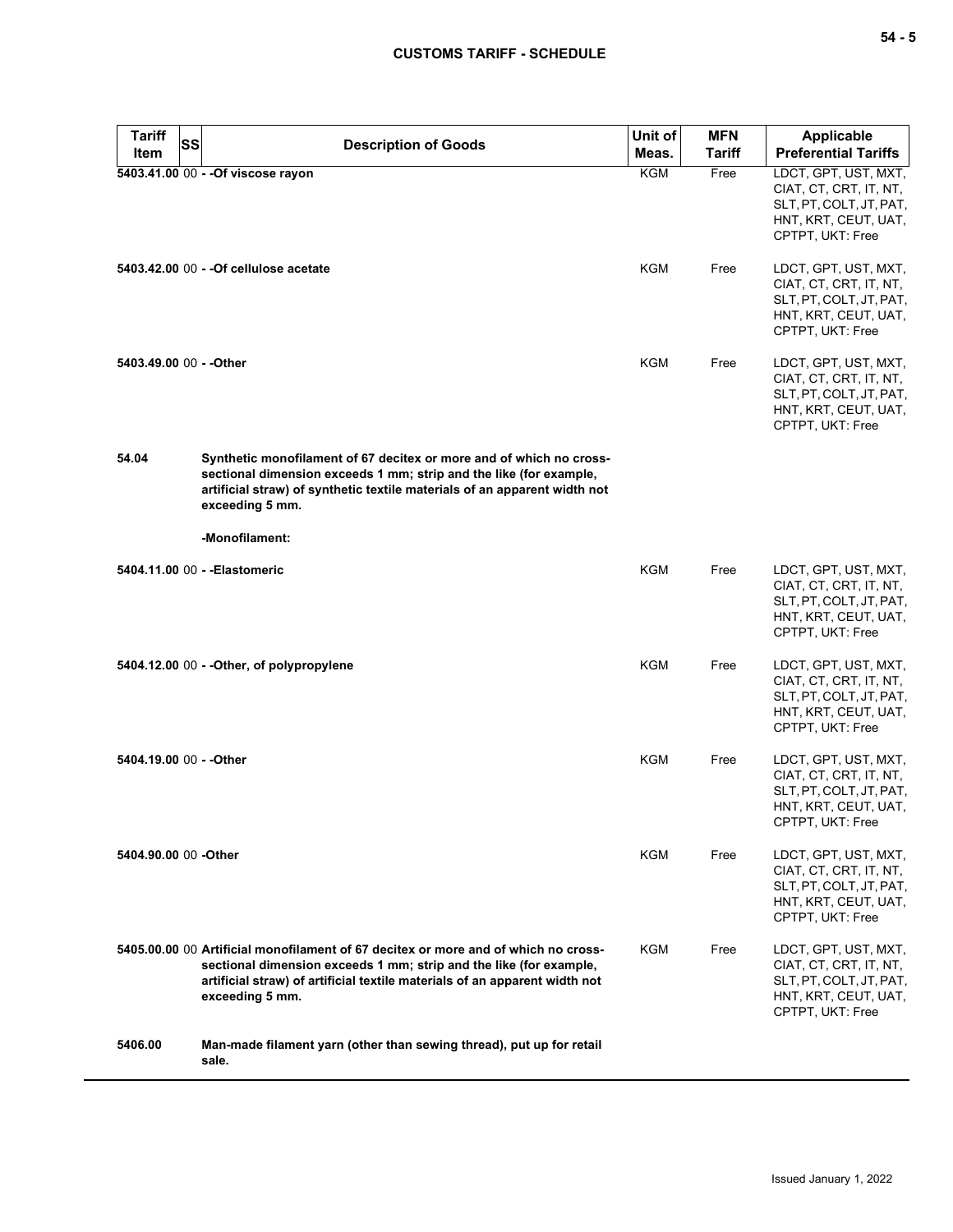| Tariff Item | SS | Description of Goods | Unit of Meas. | MFN Tariff | Applicable Preferential Tariffs |
|---|---|---|---|---|---|
| 5403.41.00 | 00 | - -Of viscose rayon | KGM | Free | LDCT, GPT, UST, MXT, CIAT, CT, CRT, IT, NT, SLT, PT, COLT, JT, PAT, HNT, KRT, CEUT, UAT, CPTPT, UKT: Free |
| 5403.42.00 | 00 | - -Of cellulose acetate | KGM | Free | LDCT, GPT, UST, MXT, CIAT, CT, CRT, IT, NT, SLT, PT, COLT, JT, PAT, HNT, KRT, CEUT, UAT, CPTPT, UKT: Free |
| 5403.49.00 | 00 | - -Other | KGM | Free | LDCT, GPT, UST, MXT, CIAT, CT, CRT, IT, NT, SLT, PT, COLT, JT, PAT, HNT, KRT, CEUT, UAT, CPTPT, UKT: Free |
| 54.04 | | Synthetic monofilament of 67 decitex or more and of which no cross-sectional dimension exceeds 1 mm; strip and the like (for example, artificial straw) of synthetic textile materials of an apparent width not exceeding 5 mm. | | | |
| | | -Monofilament: | | | |
| 5404.11.00 | 00 | - -Elastomeric | KGM | Free | LDCT, GPT, UST, MXT, CIAT, CT, CRT, IT, NT, SLT, PT, COLT, JT, PAT, HNT, KRT, CEUT, UAT, CPTPT, UKT: Free |
| 5404.12.00 | 00 | - -Other, of polypropylene | KGM | Free | LDCT, GPT, UST, MXT, CIAT, CT, CRT, IT, NT, SLT, PT, COLT, JT, PAT, HNT, KRT, CEUT, UAT, CPTPT, UKT: Free |
| 5404.19.00 | 00 | - -Other | KGM | Free | LDCT, GPT, UST, MXT, CIAT, CT, CRT, IT, NT, SLT, PT, COLT, JT, PAT, HNT, KRT, CEUT, UAT, CPTPT, UKT: Free |
| 5404.90.00 | 00 | -Other | KGM | Free | LDCT, GPT, UST, MXT, CIAT, CT, CRT, IT, NT, SLT, PT, COLT, JT, PAT, HNT, KRT, CEUT, UAT, CPTPT, UKT: Free |
| 5405.00.00 | 00 | Artificial monofilament of 67 decitex or more and of which no cross-sectional dimension exceeds 1 mm; strip and the like (for example, artificial straw) of artificial textile materials of an apparent width not exceeding 5 mm. | KGM | Free | LDCT, GPT, UST, MXT, CIAT, CT, CRT, IT, NT, SLT, PT, COLT, JT, PAT, HNT, KRT, CEUT, UAT, CPTPT, UKT: Free |
| 5406.00 | | Man-made filament yarn (other than sewing thread), put up for retail sale. | | | |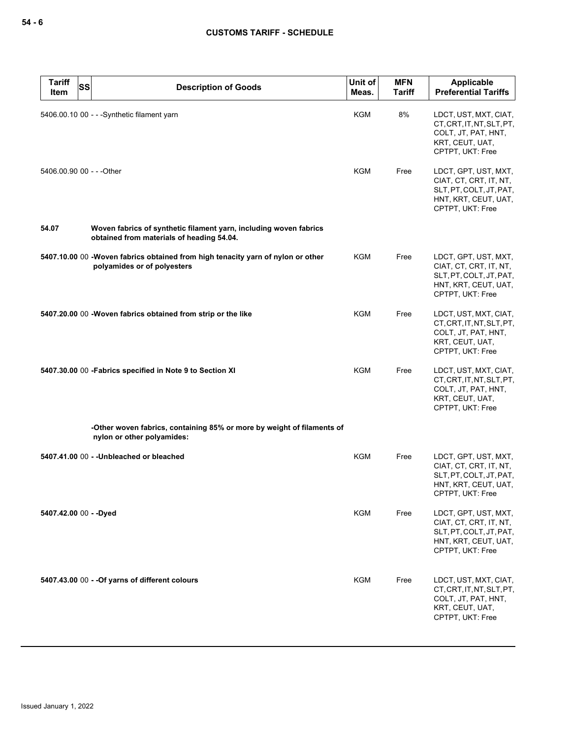| Tariff Item | SS | Description of Goods | Unit of Meas. | MFN Tariff | Applicable Preferential Tariffs |
|---|---|---|---|---|---|
| 5406.00.10 | 00 | - - -Synthetic filament yarn | KGM | 8% | LDCT, UST, MXT, CIAT, CT, CRT, IT, NT, SLT, PT, COLT, JT, PAT, HNT, KRT, CEUT, UAT, CPTPT, UKT: Free |
| 5406.00.90 | 00 | - - -Other | KGM | Free | LDCT, GPT, UST, MXT, CIAT, CT, CRT, IT, NT, SLT, PT, COLT, JT, PAT, HNT, KRT, CEUT, UAT, CPTPT, UKT: Free |
| **54.07** | | **Woven fabrics of synthetic filament yarn, including woven fabrics obtained from materials of heading 54.04.** | | | |
| **5407.10.00** | 00 | **-Woven fabrics obtained from high tenacity yarn of nylon or other polyamides or of polyesters** | KGM | Free | LDCT, GPT, UST, MXT, CIAT, CT, CRT, IT, NT, SLT, PT, COLT, JT, PAT, HNT, KRT, CEUT, UAT, CPTPT, UKT: Free |
| **5407.20.00** | 00 | **-Woven fabrics obtained from strip or the like** | KGM | Free | LDCT, UST, MXT, CIAT, CT, CRT, IT, NT, SLT, PT, COLT, JT, PAT, HNT, KRT, CEUT, UAT, CPTPT, UKT: Free |
| **5407.30.00** | 00 | **-Fabrics specified in Note 9 to Section XI** | KGM | Free | LDCT, UST, MXT, CIAT, CT, CRT, IT, NT, SLT, PT, COLT, JT, PAT, HNT, KRT, CEUT, UAT, CPTPT, UKT: Free |
| | | **-Other woven fabrics, containing 85% or more by weight of filaments of nylon or other polyamides:** | | | |
| **5407.41.00** | 00 | **- -Unbleached or bleached** | KGM | Free | LDCT, GPT, UST, MXT, CIAT, CT, CRT, IT, NT, SLT, PT, COLT, JT, PAT, HNT, KRT, CEUT, UAT, CPTPT, UKT: Free |
| **5407.42.00** | 00 | **- -Dyed** | KGM | Free | LDCT, GPT, UST, MXT, CIAT, CT, CRT, IT, NT, SLT, PT, COLT, JT, PAT, HNT, KRT, CEUT, UAT, CPTPT, UKT: Free |
| **5407.43.00** | 00 | **- -Of yarns of different colours** | KGM | Free | LDCT, UST, MXT, CIAT, CT, CRT, IT, NT, SLT, PT, COLT, JT, PAT, HNT, KRT, CEUT, UAT, CPTPT, UKT: Free |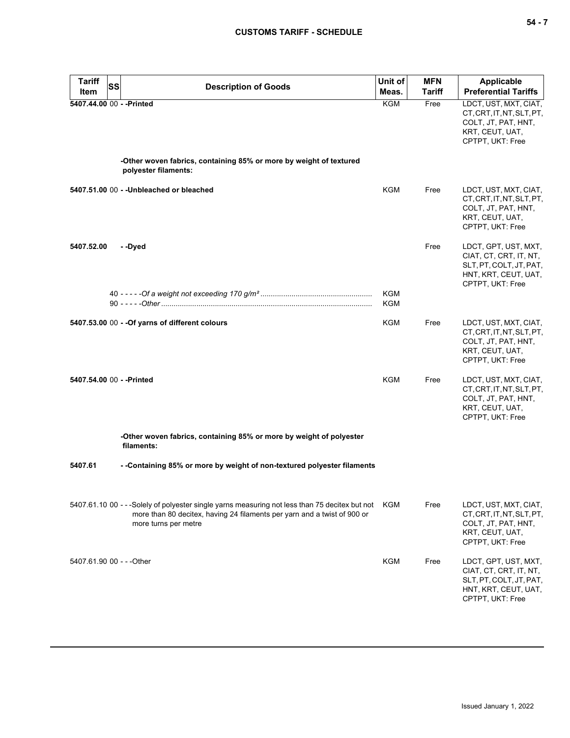| Tariff Item | SS | Description of Goods | Unit of Meas. | MFN Tariff | Applicable Preferential Tariffs |
|---|---|---|---|---|---|
| 5407.44.00 | 00 | - -Printed | KGM | Free | LDCT, UST, MXT, CIAT, CT, CRT, IT, NT, SLT, PT, COLT, JT, PAT, HNT, KRT, CEUT, UAT, CPTPT, UKT: Free |
| | | -Other woven fabrics, containing 85% or more by weight of textured polyester filaments: | | | |
| 5407.51.00 | 00 | - -Unbleached or bleached | KGM | Free | LDCT, UST, MXT, CIAT, CT, CRT, IT, NT, SLT, PT, COLT, JT, PAT, HNT, KRT, CEUT, UAT, CPTPT, UKT: Free |
| 5407.52.00 | | - -Dyed | | Free | LDCT, GPT, UST, MXT, CIAT, CT, CRT, IT, NT, SLT, PT, COLT, JT, PAT, HNT, KRT, CEUT, UAT, CPTPT, UKT: Free |
| | 40 | - - - - -*Of a weight not exceeding 170 g/m²* | KGM | | |
| | 90 | - - - - -*Other* | KGM | | |
| 5407.53.00 | 00 | - -Of yarns of different colours | KGM | Free | LDCT, UST, MXT, CIAT, CT, CRT, IT, NT, SLT, PT, COLT, JT, PAT, HNT, KRT, CEUT, UAT, CPTPT, UKT: Free |
| 5407.54.00 | 00 | - -Printed | KGM | Free | LDCT, UST, MXT, CIAT, CT, CRT, IT, NT, SLT, PT, COLT, JT, PAT, HNT, KRT, CEUT, UAT, CPTPT, UKT: Free |
| | | -Other woven fabrics, containing 85% or more by weight of polyester filaments: | | | |
| 5407.61 | | - -Containing 85% or more by weight of non-textured polyester filaments | | | |
| 5407.61.10 | 00 | - - -Solely of polyester single yarns measuring not less than 75 decitex but not more than 80 decitex, having 24 filaments per yarn and a twist of 900 or more turns per metre | KGM | Free | LDCT, UST, MXT, CIAT, CT, CRT, IT, NT, SLT, PT, COLT, JT, PAT, HNT, KRT, CEUT, UAT, CPTPT, UKT: Free |
| 5407.61.90 | 00 | - - -Other | KGM | Free | LDCT, GPT, UST, MXT, CIAT, CT, CRT, IT, NT, SLT, PT, COLT, JT, PAT, HNT, KRT, CEUT, UAT, CPTPT, UKT: Free |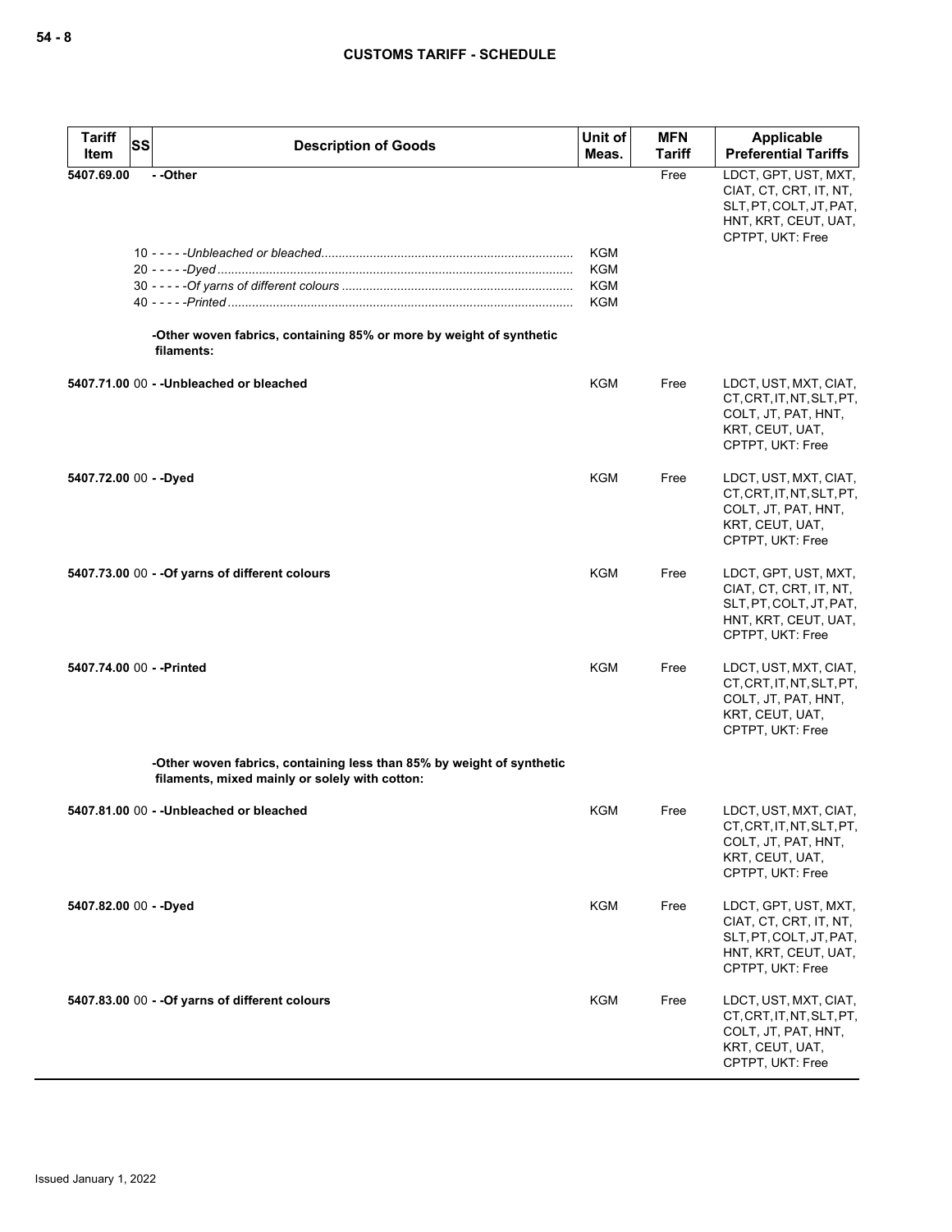| Tariff Item | SS | Description of Goods | Unit of Meas. | MFN Tariff | Applicable Preferential Tariffs |
|---|---|---|---|---|---|
| 5407.69.00 | | - -Other | | Free | LDCT, GPT, UST, MXT, CIAT, CT, CRT, IT, NT, SLT, PT, COLT, JT, PAT, HNT, KRT, CEUT, UAT, CPTPT, UKT: Free |
| | | 10 - - - - -*Unbleached or bleached* | KGM | | |
| | | 20 - - - - -*Dyed* | KGM | | |
| | | 30 - - - - -*Of yarns of different colours* | KGM | | |
| | | 40 - - - - -*Printed* | KGM | | |
| | | **-Other woven fabrics, containing 85% or more by weight of synthetic filaments:** | | | |
| 5407.71.00 | 00 | **- -Unbleached or bleached** | KGM | Free | LDCT, UST, MXT, CIAT, CT, CRT, IT, NT, SLT, PT, COLT, JT, PAT, HNT, KRT, CEUT, UAT, CPTPT, UKT: Free |
| 5407.72.00 | 00 | **- -Dyed** | KGM | Free | LDCT, UST, MXT, CIAT, CT, CRT, IT, NT, SLT, PT, COLT, JT, PAT, HNT, KRT, CEUT, UAT, CPTPT, UKT: Free |
| 5407.73.00 | 00 | **- -Of yarns of different colours** | KGM | Free | LDCT, GPT, UST, MXT, CIAT, CT, CRT, IT, NT, SLT, PT, COLT, JT, PAT, HNT, KRT, CEUT, UAT, CPTPT, UKT: Free |
| 5407.74.00 | 00 | **- -Printed** | KGM | Free | LDCT, UST, MXT, CIAT, CT, CRT, IT, NT, SLT, PT, COLT, JT, PAT, HNT, KRT, CEUT, UAT, CPTPT, UKT: Free |
| | | **-Other woven fabrics, containing less than 85% by weight of synthetic filaments, mixed mainly or solely with cotton:** | | | |
| 5407.81.00 | 00 | **- -Unbleached or bleached** | KGM | Free | LDCT, UST, MXT, CIAT, CT, CRT, IT, NT, SLT, PT, COLT, JT, PAT, HNT, KRT, CEUT, UAT, CPTPT, UKT: Free |
| 5407.82.00 | 00 | **- -Dyed** | KGM | Free | LDCT, GPT, UST, MXT, CIAT, CT, CRT, IT, NT, SLT, PT, COLT, JT, PAT, HNT, KRT, CEUT, UAT, CPTPT, UKT: Free |
| 5407.83.00 | 00 | **- -Of yarns of different colours** | KGM | Free | LDCT, UST, MXT, CIAT, CT, CRT, IT, NT, SLT, PT, COLT, JT, PAT, HNT, KRT, CEUT, UAT, CPTPT, UKT: Free |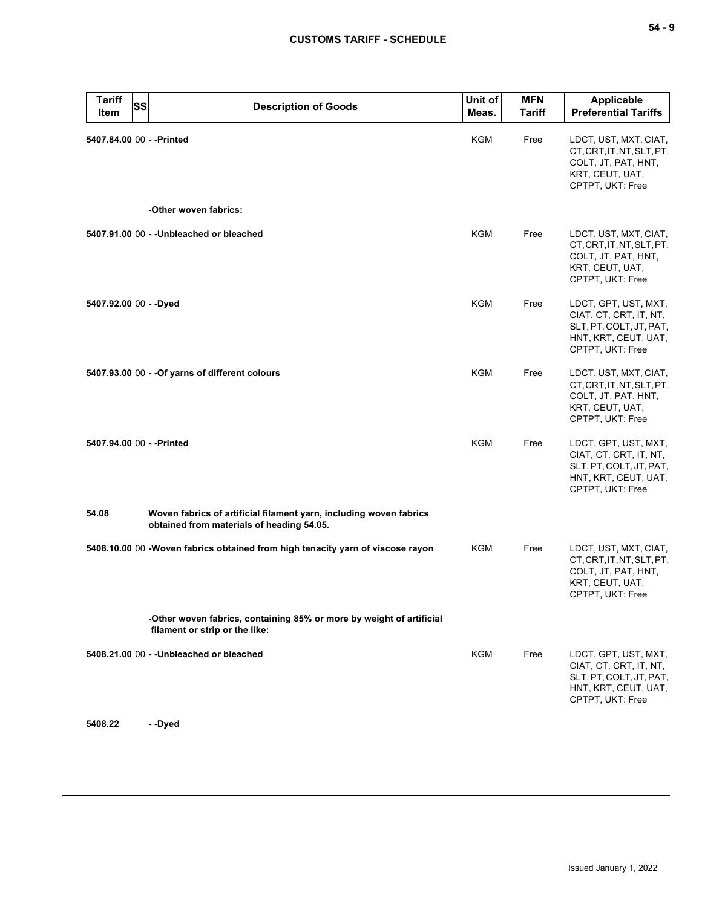| Tariff Item | SS | Description of Goods | Unit of Meas. | MFN Tariff | Applicable Preferential Tariffs |
|---|---|---|---|---|---|
| 5407.84.00 | 00 | - -Printed | KGM | Free | LDCT, UST, MXT, CIAT, CT, CRT, IT, NT, SLT, PT, COLT, JT, PAT, HNT, KRT, CEUT, UAT, CPTPT, UKT: Free |
| | | -Other woven fabrics: | | | |
| 5407.91.00 | 00 | - -Unbleached or bleached | KGM | Free | LDCT, UST, MXT, CIAT, CT, CRT, IT, NT, SLT, PT, COLT, JT, PAT, HNT, KRT, CEUT, UAT, CPTPT, UKT: Free |
| 5407.92.00 | 00 | - -Dyed | KGM | Free | LDCT, GPT, UST, MXT, CIAT, CT, CRT, IT, NT, SLT, PT, COLT, JT, PAT, HNT, KRT, CEUT, UAT, CPTPT, UKT: Free |
| 5407.93.00 | 00 | - -Of yarns of different colours | KGM | Free | LDCT, UST, MXT, CIAT, CT, CRT, IT, NT, SLT, PT, COLT, JT, PAT, HNT, KRT, CEUT, UAT, CPTPT, UKT: Free |
| 5407.94.00 | 00 | - -Printed | KGM | Free | LDCT, GPT, UST, MXT, CIAT, CT, CRT, IT, NT, SLT, PT, COLT, JT, PAT, HNT, KRT, CEUT, UAT, CPTPT, UKT: Free |
| 54.08 | | Woven fabrics of artificial filament yarn, including woven fabrics obtained from materials of heading 54.05. | | | |
| 5408.10.00 | 00 | -Woven fabrics obtained from high tenacity yarn of viscose rayon | KGM | Free | LDCT, UST, MXT, CIAT, CT, CRT, IT, NT, SLT, PT, COLT, JT, PAT, HNT, KRT, CEUT, UAT, CPTPT, UKT: Free |
| | | -Other woven fabrics, containing 85% or more by weight of artificial filament or strip or the like: | | | |
| 5408.21.00 | 00 | - -Unbleached or bleached | KGM | Free | LDCT, GPT, UST, MXT, CIAT, CT, CRT, IT, NT, SLT, PT, COLT, JT, PAT, HNT, KRT, CEUT, UAT, CPTPT, UKT: Free |
| 5408.22 | | - -Dyed | | | |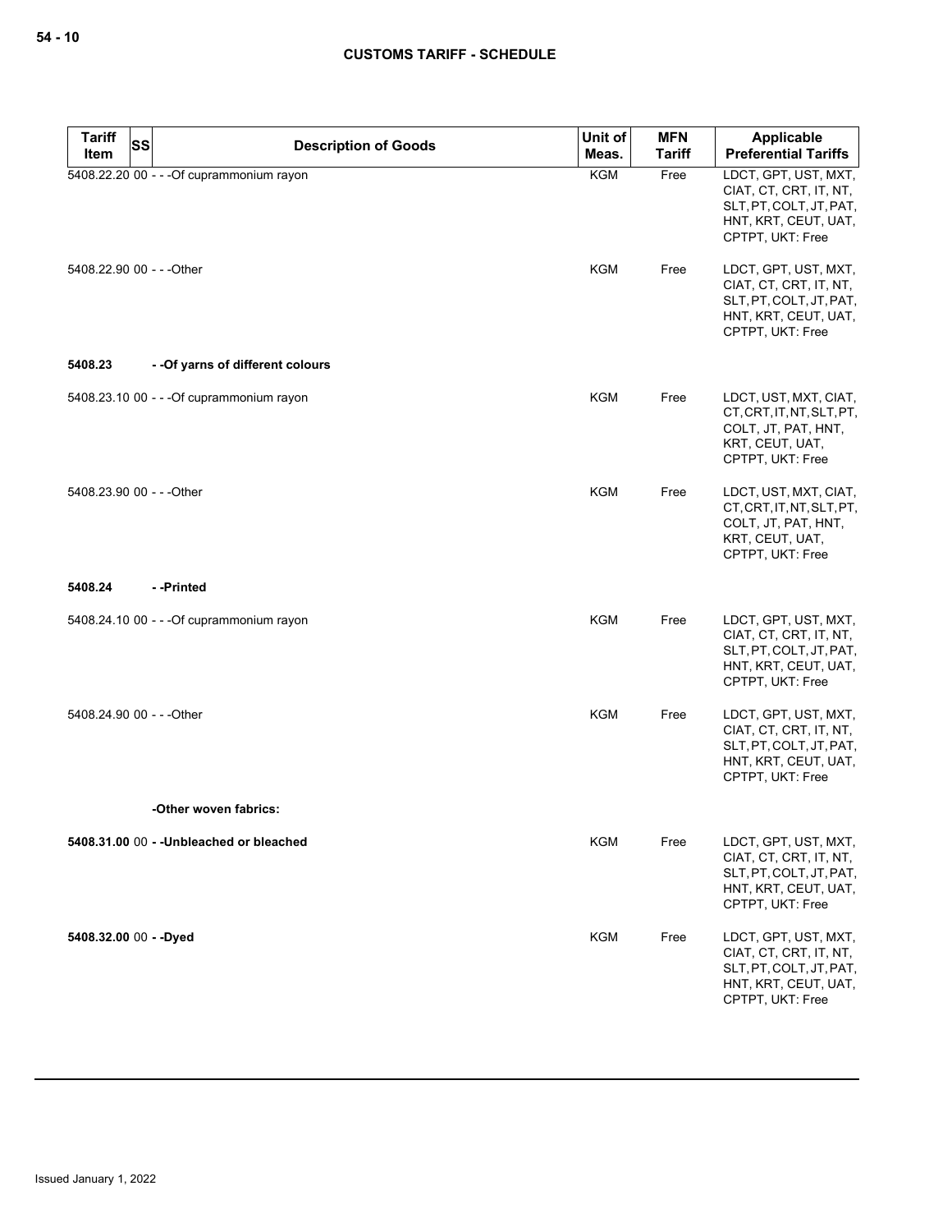| Tariff Item | SS | Description of Goods | Unit of Meas. | MFN Tariff | Applicable Preferential Tariffs |
|---|---|---|---|---|---|
| 5408.22.20 | 00 | - - -Of cuprammonium rayon | KGM | Free | LDCT, GPT, UST, MXT, CIAT, CT, CRT, IT, NT, SLT, PT, COLT, JT, PAT, HNT, KRT, CEUT, UAT, CPTPT, UKT: Free |
| 5408.22.90 | 00 | - - -Other | KGM | Free | LDCT, GPT, UST, MXT, CIAT, CT, CRT, IT, NT, SLT, PT, COLT, JT, PAT, HNT, KRT, CEUT, UAT, CPTPT, UKT: Free |
| **5408.23** | | **- -Of yarns of different colours** | | | |
| 5408.23.10 | 00 | - - -Of cuprammonium rayon | KGM | Free | LDCT, UST, MXT, CIAT, CT, CRT, IT, NT, SLT, PT, COLT, JT, PAT, HNT, KRT, CEUT, UAT, CPTPT, UKT: Free |
| 5408.23.90 | 00 | - - -Other | KGM | Free | LDCT, UST, MXT, CIAT, CT, CRT, IT, NT, SLT, PT, COLT, JT, PAT, HNT, KRT, CEUT, UAT, CPTPT, UKT: Free |
| **5408.24** | | **- -Printed** | | | |
| 5408.24.10 | 00 | - - -Of cuprammonium rayon | KGM | Free | LDCT, GPT, UST, MXT, CIAT, CT, CRT, IT, NT, SLT, PT, COLT, JT, PAT, HNT, KRT, CEUT, UAT, CPTPT, UKT: Free |
| 5408.24.90 | 00 | - - -Other | KGM | Free | LDCT, GPT, UST, MXT, CIAT, CT, CRT, IT, NT, SLT, PT, COLT, JT, PAT, HNT, KRT, CEUT, UAT, CPTPT, UKT: Free |
| | | **-Other woven fabrics:** | | | |
| **5408.31.00** | 00 | **- -Unbleached or bleached** | KGM | Free | LDCT, GPT, UST, MXT, CIAT, CT, CRT, IT, NT, SLT, PT, COLT, JT, PAT, HNT, KRT, CEUT, UAT, CPTPT, UKT: Free |
| **5408.32.00** | 00 | **- -Dyed** | KGM | Free | LDCT, GPT, UST, MXT, CIAT, CT, CRT, IT, NT, SLT, PT, COLT, JT, PAT, HNT, KRT, CEUT, UAT, CPTPT, UKT: Free |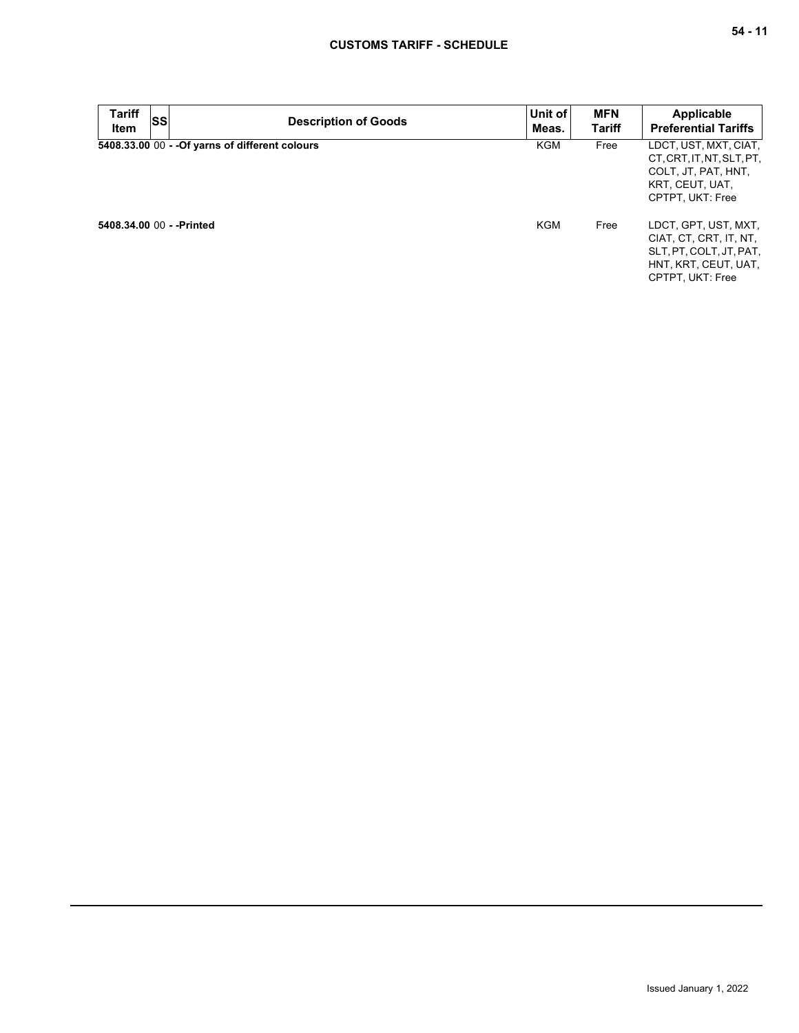| Tariff Item | SS | Description of Goods | Unit of Meas. | MFN Tariff | Applicable Preferential Tariffs |
|---|---|---|---|---|---|
| **5408.33.00** | 00 | **- -Of yarns of different colours** | KGM | Free | LDCT, UST, MXT, CIAT, CT, CRT, IT, NT, SLT, PT, COLT, JT, PAT, HNT, KRT, CEUT, UAT, CPTPT, UKT: Free |
| **5408.34.00** | 00 | **- -Printed** | KGM | Free | LDCT, GPT, UST, MXT, CIAT, CT, CRT, IT, NT, SLT, PT, COLT, JT, PAT, HNT, KRT, CEUT, UAT, CPTPT, UKT: Free |